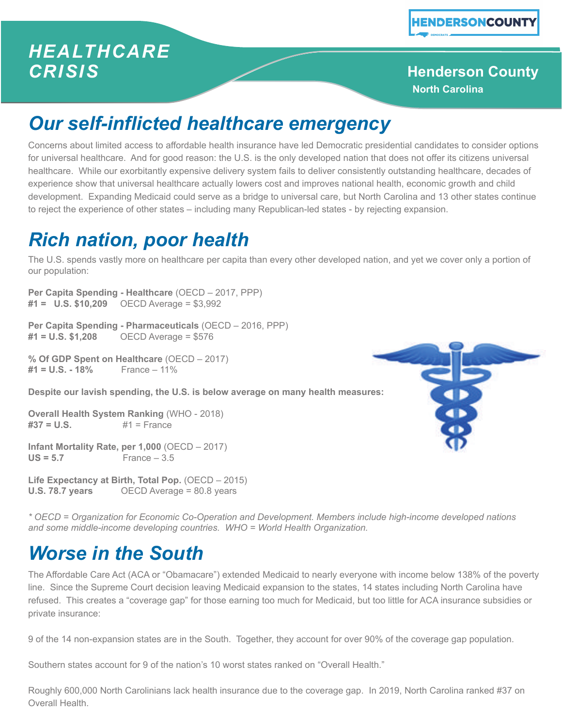# *HEALTHCARE CRISIS*

**Henderson County**
**North Carolina**

## *Our self-inflicted healthcare emergency*

Concerns about limited access to affordable health insurance have led Democratic presidential candidates to consider options for universal healthcare. And for good reason: the U.S. is the only developed nation that does not offer its citizens universal healthcare. While our exorbitantly expensive delivery system fails to deliver consistently outstanding healthcare, decades of experience show that universal healthcare actually lowers cost and improves national health, economic growth and child development. Expanding Medicaid could serve as a bridge to universal care, but North Carolina and 13 other states continue to reject the experience of other states – including many Republican-led states - by rejecting expansion.

## *Rich nation, poor health*

The U.S. spends vastly more on healthcare per capita than every other developed nation, and yet we cover only a portion of our population:

**Per Capita Spending - Healthcare** (OECD – 2017, PPP)
**#1 = U.S. $10,209** OECD Average = $3,992

**Per Capita Spending - Pharmaceuticals** (OECD – 2016, PPP)
**#1 = U.S. $1,208** OECD Average = $576

**% Of GDP Spent on Healthcare** (OECD – 2017)
**#1 = U.S. - 18%** France – 11%

**Despite our lavish spending, the U.S. is below average on many health measures:**

**Overall Health System Ranking** (WHO - 2018)
**#37 = U.S.** #1 = France

**Infant Mortality Rate, per 1,000** (OECD – 2017)
**US = 5.7** France – 3.5

**Life Expectancy at Birth, Total Pop.** (OECD – 2015)
**U.S. 78.7 years** OECD Average = 80.8 years

*\* OECD = Organization for Economic Co-Operation and Development. Members include high-income developed nations and some middle-income developing countries. WHO = World Health Organization.*

## *Worse in the South*

The Affordable Care Act (ACA or "Obamacare") extended Medicaid to nearly everyone with income below 138% of the poverty line. Since the Supreme Court decision leaving Medicaid expansion to the states, 14 states including North Carolina have refused. This creates a "coverage gap" for those earning too much for Medicaid, but too little for ACA insurance subsidies or private insurance:

9 of the 14 non-expansion states are in the South. Together, they account for over 90% of the coverage gap population.

Southern states account for 9 of the nation's 10 worst states ranked on "Overall Health."

Roughly 600,000 North Carolinians lack health insurance due to the coverage gap. In 2019, North Carolina ranked #37 on Overall Health.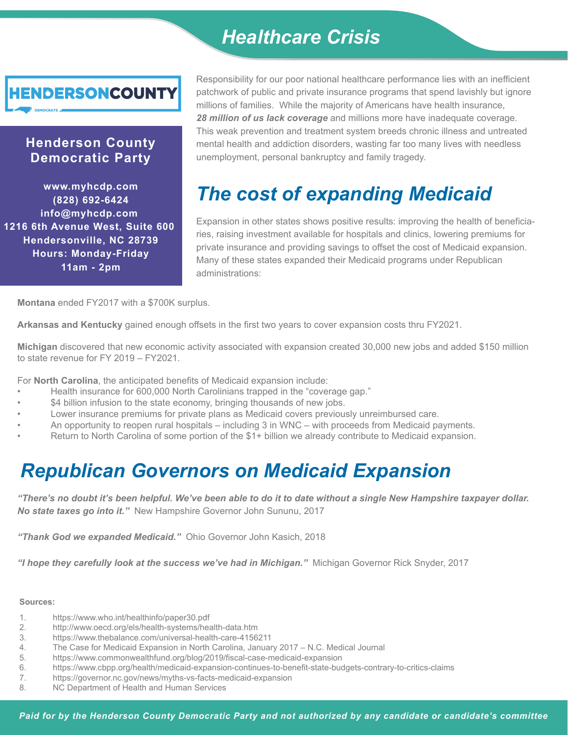# Healthcare Crisis

**HENDERSONCOUNTY**

DEMOCRATS

**Henderson County Democratic Party**

**www.myhcdp.com**
**(828) 692-6424**
**info@myhcdp.com**
**1216 6th Avenue West, Suite 600**
**Hendersonville, NC 28739**
**Hours: Monday-Friday**
**11am - 2pm**

Responsibility for our poor national healthcare performance lies with an inefficient patchwork of public and private insurance programs that spend lavishly but ignore millions of families. While the majority of Americans have health insurance, ***28 million of us lack coverage*** and millions more have inadequate coverage. This weak prevention and treatment system breeds chronic illness and untreated mental health and addiction disorders, wasting far too many lives with needless unemployment, personal bankruptcy and family tragedy.

## *The cost of expanding Medicaid*

Expansion in other states shows positive results: improving the health of beneficiaries, raising investment available for hospitals and clinics, lowering premiums for private insurance and providing savings to offset the cost of Medicaid expansion. Many of these states expanded their Medicaid programs under Republican administrations:

**Montana** ended FY2017 with a $700K surplus.

**Arkansas and Kentucky** gained enough offsets in the first two years to cover expansion costs thru FY2021.

**Michigan** discovered that new economic activity associated with expansion created 30,000 new jobs and added $150 million to state revenue for FY 2019 – FY2021.

For **North Carolina**, the anticipated benefits of Medicaid expansion include:

- Health insurance for 600,000 North Carolinians trapped in the "coverage gap."
- $4 billion infusion to the state economy, bringing thousands of new jobs.
- Lower insurance premiums for private plans as Medicaid covers previously unreimbursed care.
- An opportunity to reopen rural hospitals – including 3 in WNC – with proceeds from Medicaid payments.
- Return to North Carolina of some portion of the $1+ billion we already contribute to Medicaid expansion.

## *Republican Governors on Medicaid Expansion*

***"There's no doubt it's been helpful. We've been able to do it to date without a single New Hampshire taxpayer dollar. No state taxes go into it."*** New Hampshire Governor John Sununu, 2017

***"Thank God we expanded Medicaid."*** Ohio Governor John Kasich, 2018

***"I hope they carefully look at the success we've had in Michigan."*** Michigan Governor Rick Snyder, 2017

**Sources:**

1. https://www.who.int/healthinfo/paper30.pdf
2. http://www.oecd.org/els/health-systems/health-data.htm
3. https://www.thebalance.com/universal-health-care-4156211
4. The Case for Medicaid Expansion in North Carolina, January 2017 – N.C. Medical Journal
5. https://www.commonwealthfund.org/blog/2019/fiscal-case-medicaid-expansion
6. https://www.cbpp.org/health/medicaid-expansion-continues-to-benefit-state-budgets-contrary-to-critics-claims
7. https://governor.nc.gov/news/myths-vs-facts-medicaid-expansion
8. NC Department of Health and Human Services

*Paid for by the Henderson County Democratic Party and not authorized by any candidate or candidate's committee*